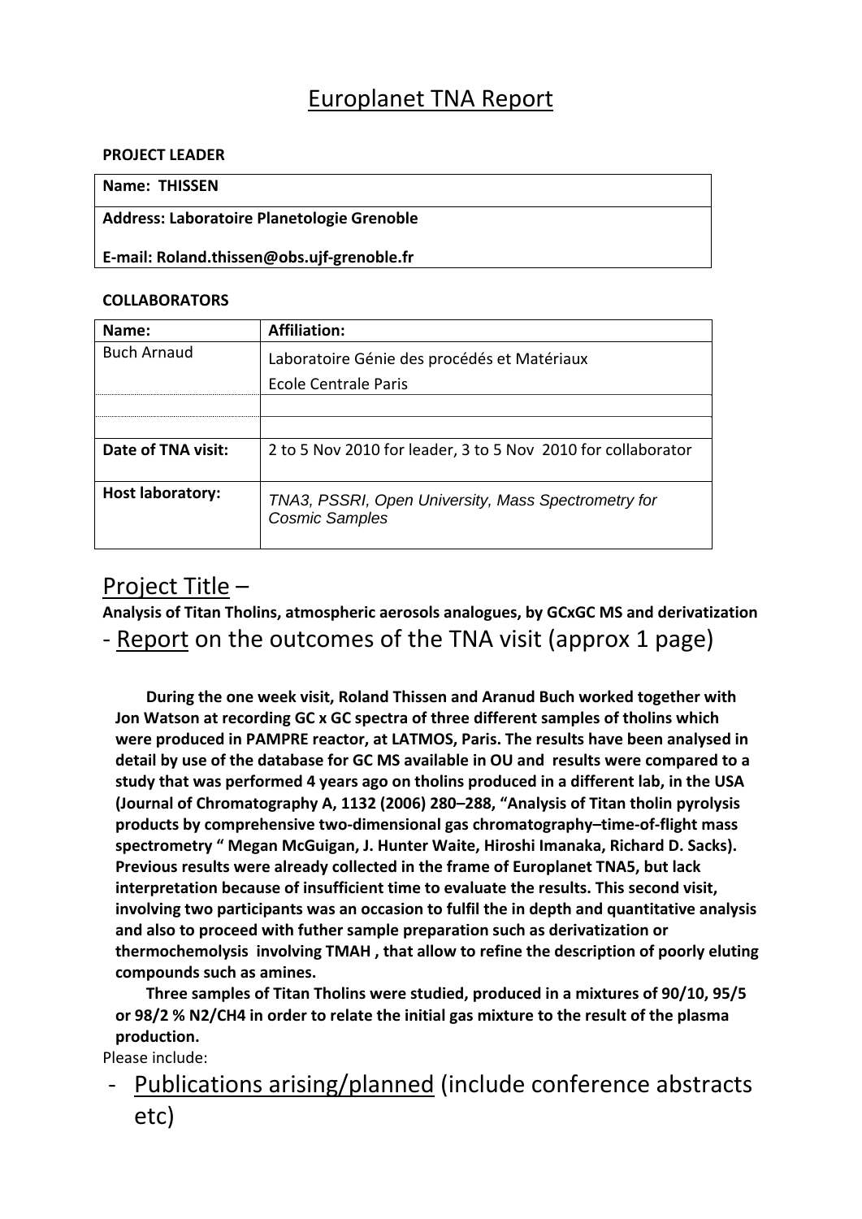# Europlanet TNA Report

**PROJECT LEADER**

| **Name: THISSEN** |
|---|
| **Address: Laboratoire Planetologie Grenoble**<br><br>**E-mail: Roland.thissen@obs.ujf-grenoble.fr** |

**COLLABORATORS**

| **Name:** | **Affiliation:** |
|---|---|
| Buch Arnaud | Laboratoire Génie des procédés et Matériaux<br>Ecole Centrale Paris |
| | |
| | |
| **Date of TNA visit:** | 2 to 5 Nov 2010 for leader, 3 to 5 Nov 2010 for collaborator |
| **Host laboratory:** | *TNA3, PSSRI, Open University, Mass Spectrometry for Cosmic Samples* |

## Project Title –

**Analysis of Titan Tholins, atmospheric aerosols analogues, by GCxGC MS and derivatization**

## - Report on the outcomes of the TNA visit (approx 1 page)

**During the one week visit, Roland Thissen and Aranud Buch worked together with Jon Watson at recording GC x GC spectra of three different samples of tholins which were produced in PAMPRE reactor, at LATMOS, Paris. The results have been analysed in detail by use of the database for GC MS available in OU and results were compared to a study that was performed 4 years ago on tholins produced in a different lab, in the USA (Journal of Chromatography A, 1132 (2006) 280–288, "Analysis of Titan tholin pyrolysis products by comprehensive two-dimensional gas chromatography–time-of-flight mass spectrometry " Megan McGuigan, J. Hunter Waite, Hiroshi Imanaka, Richard D. Sacks). Previous results were already collected in the frame of Europlanet TNA5, but lack interpretation because of insufficient time to evaluate the results. This second visit, involving two participants was an occasion to fulfil the in depth and quantitative analysis and also to proceed with futher sample preparation such as derivatization or thermochemolysis involving TMAH , that allow to refine the description of poorly eluting compounds such as amines.**

**Three samples of Titan Tholins were studied, produced in a mixtures of 90/10, 95/5 or 98/2 % $N_2$/$CH_4$ in order to relate the initial gas mixture to the result of the plasma production.**

Please include:

- Publications arising/planned (include conference abstracts etc)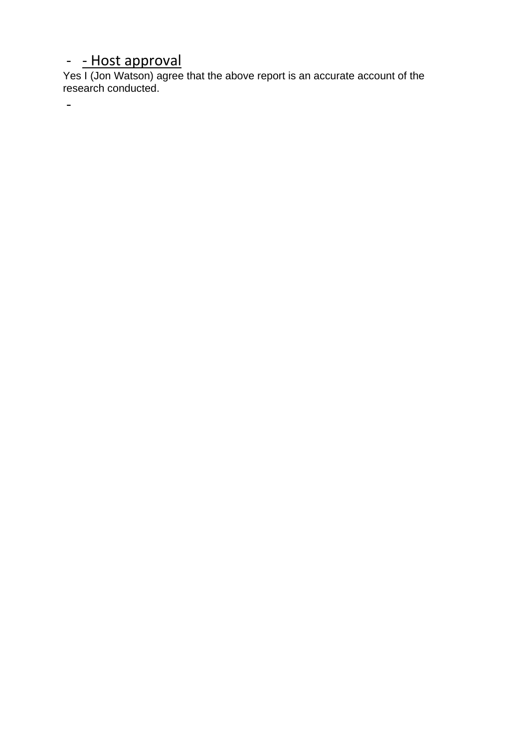## - Host approval

Yes I (Jon Watson) agree that the above report is an accurate account of the research conducted.

-